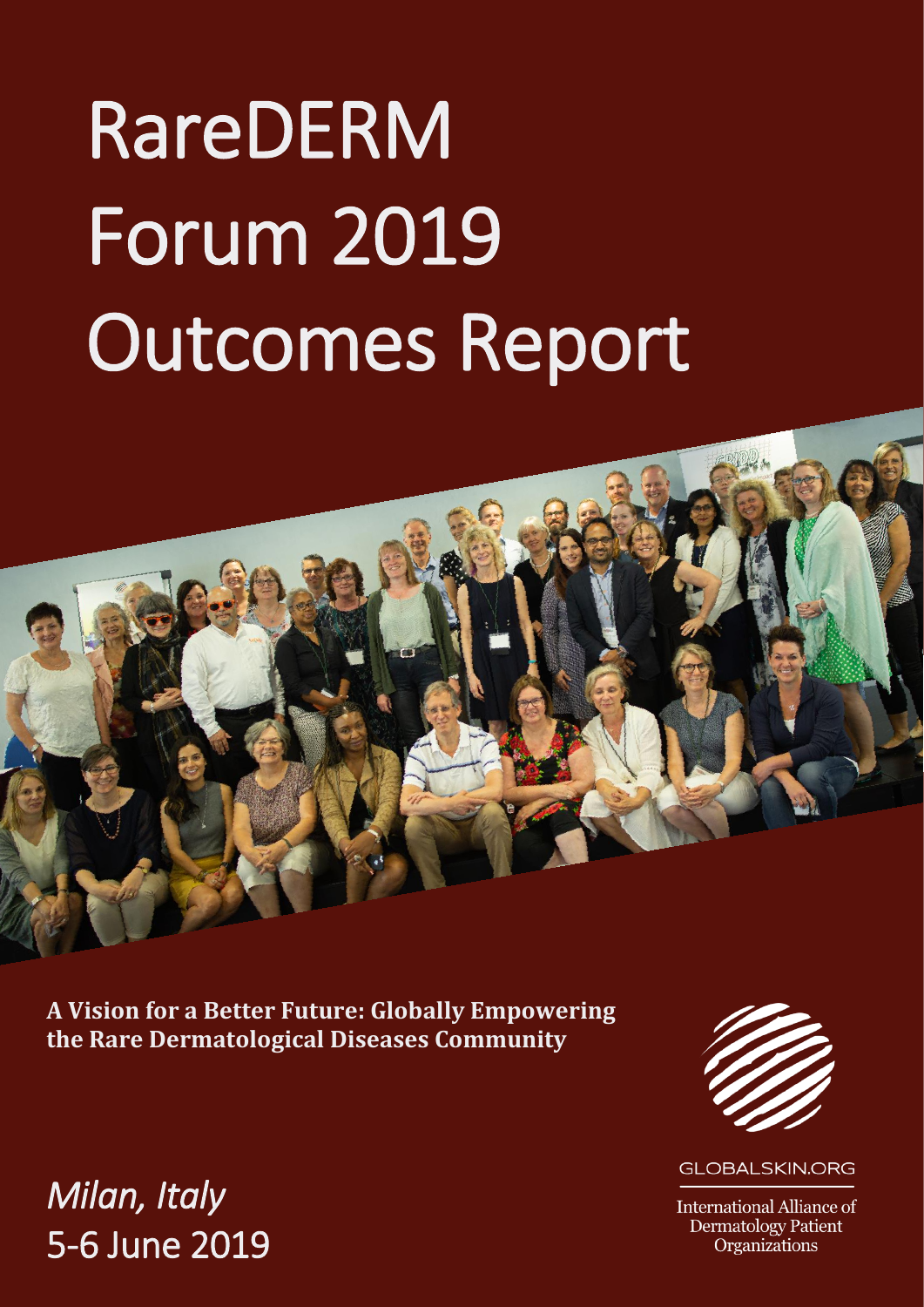# RareDERM Forum 2019 Outcomes Report

**A Vision for a Better Future: Globally Empowering the Rare Dermatological Diseases Community**

GLOBALSKIN.ORG

International Alliance of Dermatology Patient Organizations

*Milan, Italy*

5-6 June 2019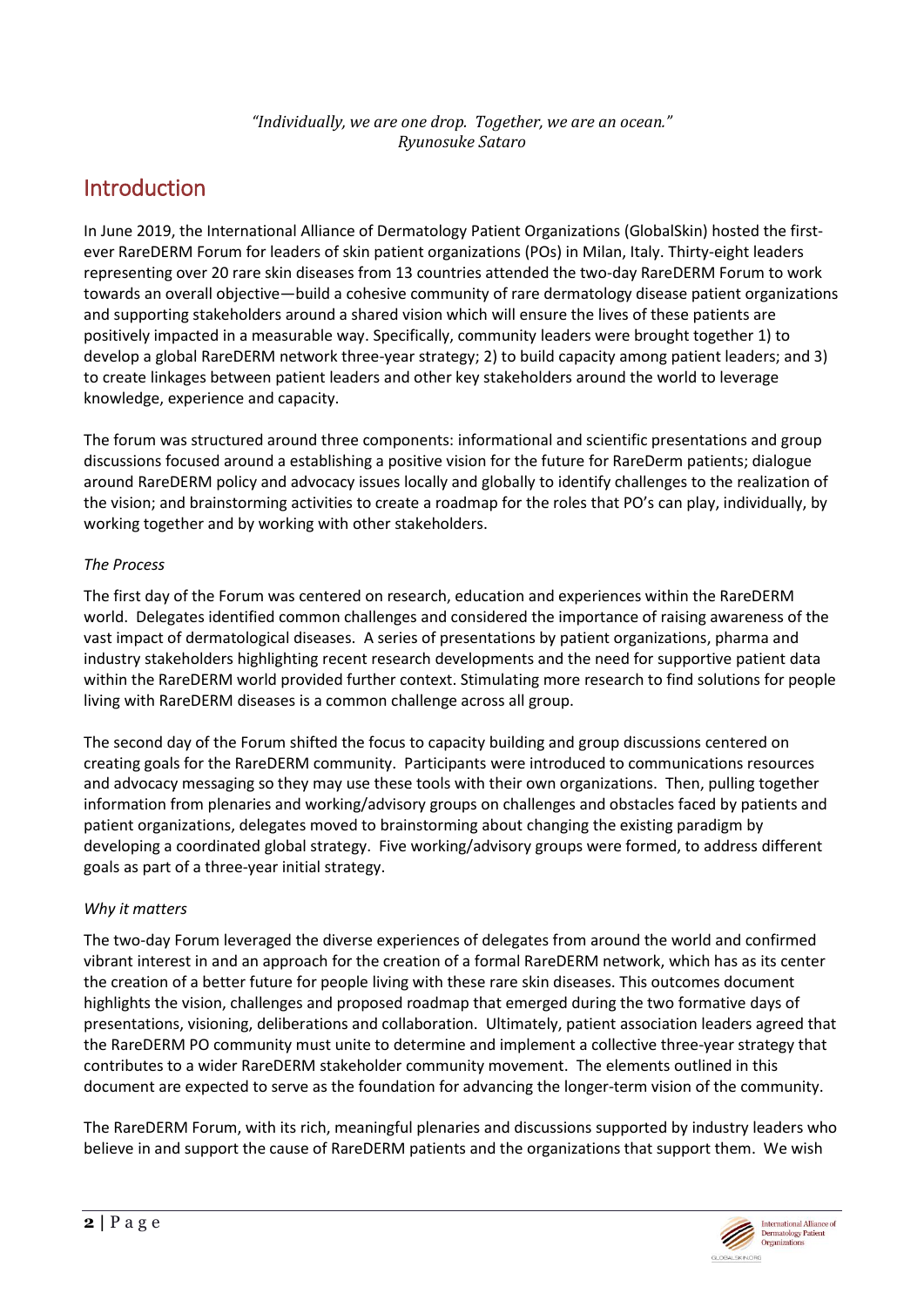*"Individually, we are one drop. Together, we are an ocean."*
*Ryunosuke Sataro*

# Introduction

In June 2019, the International Alliance of Dermatology Patient Organizations (GlobalSkin) hosted the first-ever RareDERM Forum for leaders of skin patient organizations (POs) in Milan, Italy. Thirty-eight leaders representing over 20 rare skin diseases from 13 countries attended the two-day RareDERM Forum to work towards an overall objective—build a cohesive community of rare dermatology disease patient organizations and supporting stakeholders around a shared vision which will ensure the lives of these patients are positively impacted in a measurable way. Specifically, community leaders were brought together 1) to develop a global RareDERM network three-year strategy; 2) to build capacity among patient leaders; and 3) to create linkages between patient leaders and other key stakeholders around the world to leverage knowledge, experience and capacity.

The forum was structured around three components: informational and scientific presentations and group discussions focused around a establishing a positive vision for the future for RareDerm patients; dialogue around RareDERM policy and advocacy issues locally and globally to identify challenges to the realization of the vision; and brainstorming activities to create a roadmap for the roles that PO's can play, individually, by working together and by working with other stakeholders.

*The Process*

The first day of the Forum was centered on research, education and experiences within the RareDERM world. Delegates identified common challenges and considered the importance of raising awareness of the vast impact of dermatological diseases. A series of presentations by patient organizations, pharma and industry stakeholders highlighting recent research developments and the need for supportive patient data within the RareDERM world provided further context. Stimulating more research to find solutions for people living with RareDERM diseases is a common challenge across all group.

The second day of the Forum shifted the focus to capacity building and group discussions centered on creating goals for the RareDERM community. Participants were introduced to communications resources and advocacy messaging so they may use these tools with their own organizations. Then, pulling together information from plenaries and working/advisory groups on challenges and obstacles faced by patients and patient organizations, delegates moved to brainstorming about changing the existing paradigm by developing a coordinated global strategy. Five working/advisory groups were formed, to address different goals as part of a three-year initial strategy.

*Why it matters*

The two-day Forum leveraged the diverse experiences of delegates from around the world and confirmed vibrant interest in and an approach for the creation of a formal RareDERM network, which has as its center the creation of a better future for people living with these rare skin diseases. This outcomes document highlights the vision, challenges and proposed roadmap that emerged during the two formative days of presentations, visioning, deliberations and collaboration. Ultimately, patient association leaders agreed that the RareDERM PO community must unite to determine and implement a collective three-year strategy that contributes to a wider RareDERM stakeholder community movement. The elements outlined in this document are expected to serve as the foundation for advancing the longer-term vision of the community.

The RareDERM Forum, with its rich, meaningful plenaries and discussions supported by industry leaders who believe in and support the cause of RareDERM patients and the organizations that support them. We wish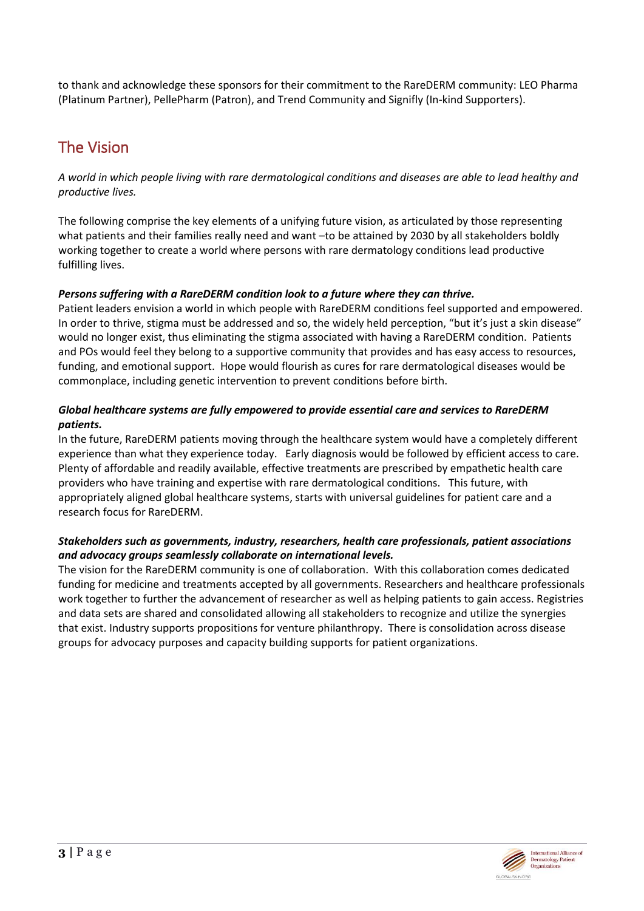to thank and acknowledge these sponsors for their commitment to the RareDERM community: LEO Pharma (Platinum Partner), PellePharm (Patron), and Trend Community and Signifly (In-kind Supporters).

## The Vision

*A world in which people living with rare dermatological conditions and diseases are able to lead healthy and productive lives.*

The following comprise the key elements of a unifying future vision, as articulated by those representing what patients and their families really need and want –to be attained by 2030 by all stakeholders boldly working together to create a world where persons with rare dermatology conditions lead productive fulfilling lives.

***Persons suffering with a RareDERM condition look to a future where they can thrive.***

Patient leaders envision a world in which people with RareDERM conditions feel supported and empowered. In order to thrive, stigma must be addressed and so, the widely held perception, "but it's just a skin disease" would no longer exist, thus eliminating the stigma associated with having a RareDERM condition. Patients and POs would feel they belong to a supportive community that provides and has easy access to resources, funding, and emotional support. Hope would flourish as cures for rare dermatological diseases would be commonplace, including genetic intervention to prevent conditions before birth.

***Global healthcare systems are fully empowered to provide essential care and services to RareDERM patients.***

In the future, RareDERM patients moving through the healthcare system would have a completely different experience than what they experience today. Early diagnosis would be followed by efficient access to care. Plenty of affordable and readily available, effective treatments are prescribed by empathetic health care providers who have training and expertise with rare dermatological conditions. This future, with appropriately aligned global healthcare systems, starts with universal guidelines for patient care and a research focus for RareDERM.

***Stakeholders such as governments, industry, researchers, health care professionals, patient associations and advocacy groups seamlessly collaborate on international levels.***

The vision for the RareDERM community is one of collaboration. With this collaboration comes dedicated funding for medicine and treatments accepted by all governments. Researchers and healthcare professionals work together to further the advancement of researcher as well as helping patients to gain access. Registries and data sets are shared and consolidated allowing all stakeholders to recognize and utilize the synergies that exist. Industry supports propositions for venture philanthropy. There is consolidation across disease groups for advocacy purposes and capacity building supports for patient organizations.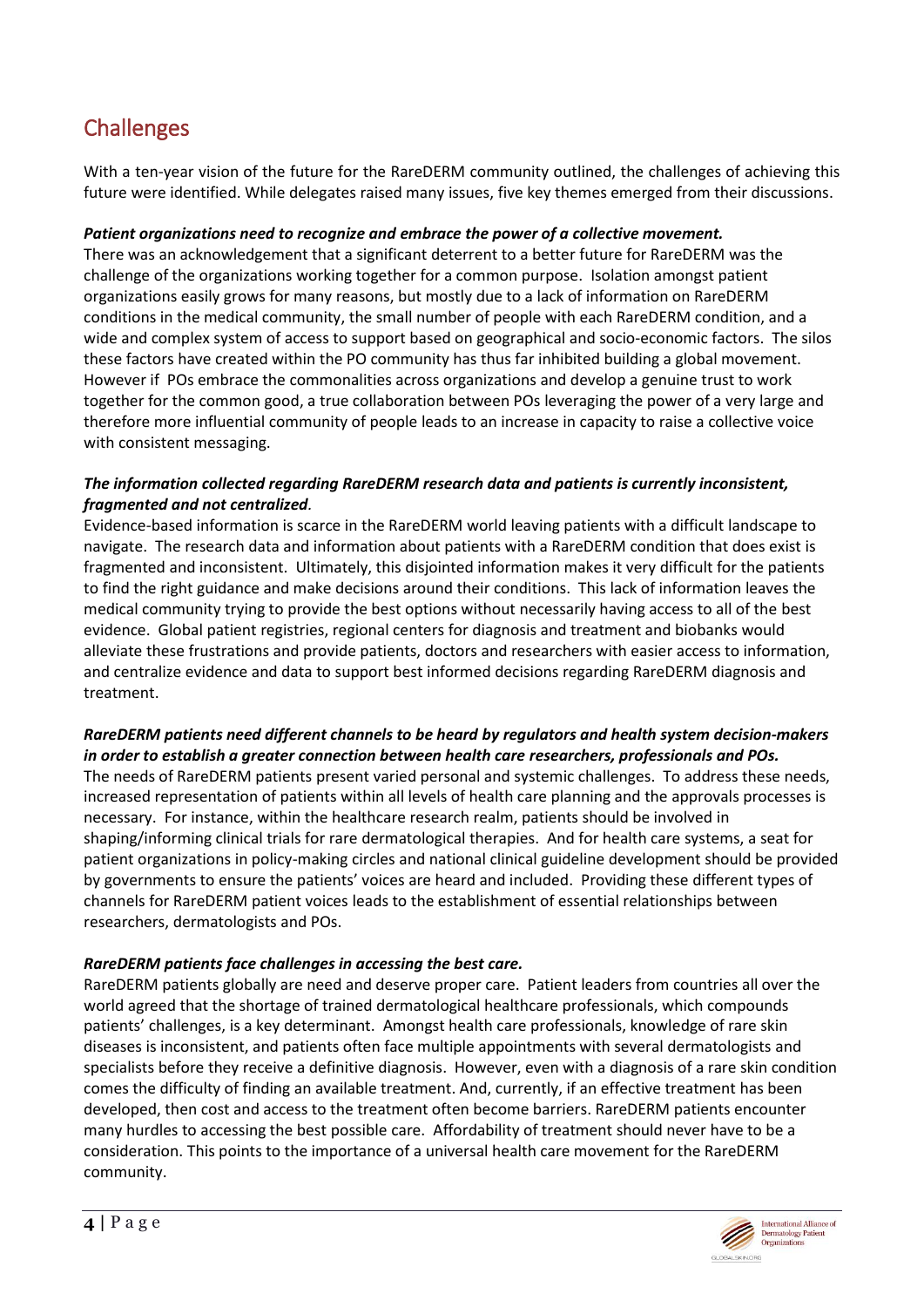## Challenges

With a ten-year vision of the future for the RareDERM community outlined, the challenges of achieving this future were identified. While delegates raised many issues, five key themes emerged from their discussions.

***Patient organizations need to recognize and embrace the power of a collective movement.***

There was an acknowledgement that a significant deterrent to a better future for RareDERM was the challenge of the organizations working together for a common purpose. Isolation amongst patient organizations easily grows for many reasons, but mostly due to a lack of information on RareDERM conditions in the medical community, the small number of people with each RareDERM condition, and a wide and complex system of access to support based on geographical and socio-economic factors. The silos these factors have created within the PO community has thus far inhibited building a global movement. However if POs embrace the commonalities across organizations and develop a genuine trust to work together for the common good, a true collaboration between POs leveraging the power of a very large and therefore more influential community of people leads to an increase in capacity to raise a collective voice with consistent messaging.

***The information collected regarding RareDERM research data and patients is currently inconsistent, fragmented and not centralized.***

Evidence-based information is scarce in the RareDERM world leaving patients with a difficult landscape to navigate. The research data and information about patients with a RareDERM condition that does exist is fragmented and inconsistent. Ultimately, this disjointed information makes it very difficult for the patients to find the right guidance and make decisions around their conditions. This lack of information leaves the medical community trying to provide the best options without necessarily having access to all of the best evidence. Global patient registries, regional centers for diagnosis and treatment and biobanks would alleviate these frustrations and provide patients, doctors and researchers with easier access to information, and centralize evidence and data to support best informed decisions regarding RareDERM diagnosis and treatment.

***RareDERM patients need different channels to be heard by regulators and health system decision-makers in order to establish a greater connection between health care researchers, professionals and POs.***

The needs of RareDERM patients present varied personal and systemic challenges. To address these needs, increased representation of patients within all levels of health care planning and the approvals processes is necessary. For instance, within the healthcare research realm, patients should be involved in shaping/informing clinical trials for rare dermatological therapies. And for health care systems, a seat for patient organizations in policy-making circles and national clinical guideline development should be provided by governments to ensure the patients' voices are heard and included. Providing these different types of channels for RareDERM patient voices leads to the establishment of essential relationships between researchers, dermatologists and POs.

***RareDERM patients face challenges in accessing the best care.***

RareDERM patients globally are need and deserve proper care. Patient leaders from countries all over the world agreed that the shortage of trained dermatological healthcare professionals, which compounds patients' challenges, is a key determinant. Amongst health care professionals, knowledge of rare skin diseases is inconsistent, and patients often face multiple appointments with several dermatologists and specialists before they receive a definitive diagnosis. However, even with a diagnosis of a rare skin condition comes the difficulty of finding an available treatment. And, currently, if an effective treatment has been developed, then cost and access to the treatment often become barriers. RareDERM patients encounter many hurdles to accessing the best possible care. Affordability of treatment should never have to be a consideration. This points to the importance of a universal health care movement for the RareDERM community.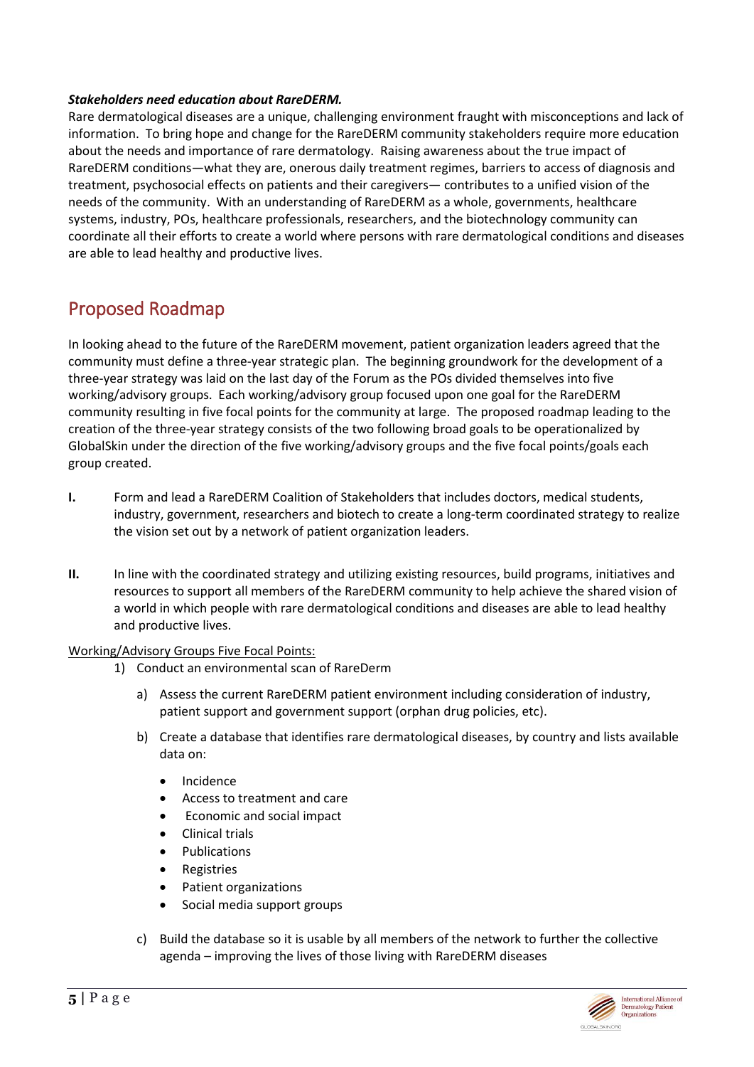***Stakeholders need education about RareDERM.***

Rare dermatological diseases are a unique, challenging environment fraught with misconceptions and lack of information. To bring hope and change for the RareDERM community stakeholders require more education about the needs and importance of rare dermatology. Raising awareness about the true impact of RareDERM conditions—what they are, onerous daily treatment regimes, barriers to access of diagnosis and treatment, psychosocial effects on patients and their caregivers— contributes to a unified vision of the needs of the community. With an understanding of RareDERM as a whole, governments, healthcare systems, industry, POs, healthcare professionals, researchers, and the biotechnology community can coordinate all their efforts to create a world where persons with rare dermatological conditions and diseases are able to lead healthy and productive lives.

## Proposed Roadmap

In looking ahead to the future of the RareDERM movement, patient organization leaders agreed that the community must define a three-year strategic plan. The beginning groundwork for the development of a three-year strategy was laid on the last day of the Forum as the POs divided themselves into five working/advisory groups. Each working/advisory group focused upon one goal for the RareDERM community resulting in five focal points for the community at large. The proposed roadmap leading to the creation of the three-year strategy consists of the two following broad goals to be operationalized by GlobalSkin under the direction of the five working/advisory groups and the five focal points/goals each group created.

**I.** Form and lead a RareDERM Coalition of Stakeholders that includes doctors, medical students, industry, government, researchers and biotech to create a long-term coordinated strategy to realize the vision set out by a network of patient organization leaders.

**II.** In line with the coordinated strategy and utilizing existing resources, build programs, initiatives and resources to support all members of the RareDERM community to help achieve the shared vision of a world in which people with rare dermatological conditions and diseases are able to lead healthy and productive lives.

<u>Working/Advisory Groups Five Focal Points:</u>

1) Conduct an environmental scan of RareDerm
   a) Assess the current RareDERM patient environment including consideration of industry, patient support and government support (orphan drug policies, etc).
   b) Create a database that identifies rare dermatological diseases, by country and lists available data on:
      - Incidence
      - Access to treatment and care
      - Economic and social impact
      - Clinical trials
      - Publications
      - Registries
      - Patient organizations
      - Social media support groups
   c) Build the database so it is usable by all members of the network to further the collective agenda – improving the lives of those living with RareDERM diseases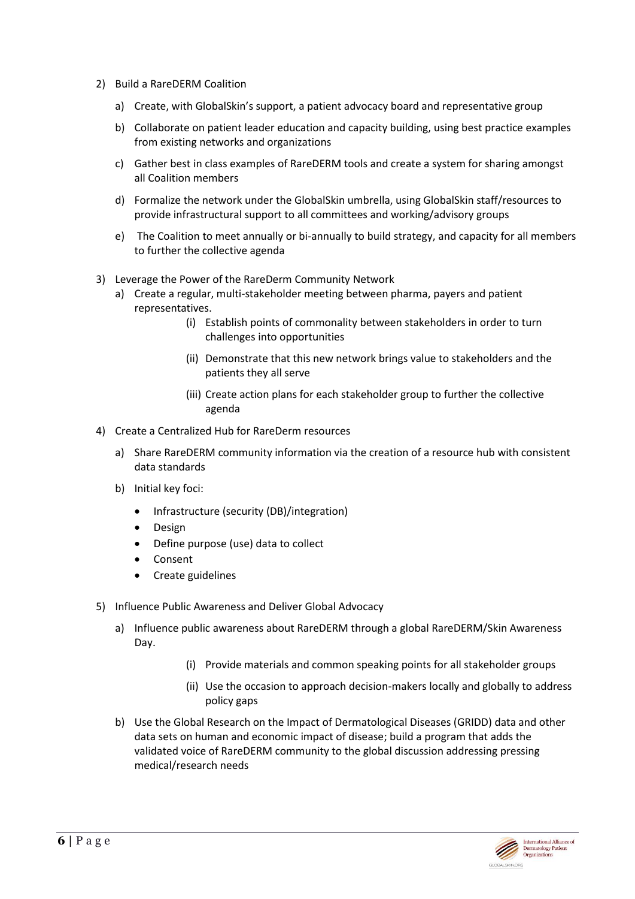2) Build a RareDERM Coalition

   a) Create, with GlobalSkin's support, a patient advocacy board and representative group

   b) Collaborate on patient leader education and capacity building, using best practice examples from existing networks and organizations

   c) Gather best in class examples of RareDERM tools and create a system for sharing amongst all Coalition members

   d) Formalize the network under the GlobalSkin umbrella, using GlobalSkin staff/resources to provide infrastructural support to all committees and working/advisory groups

   e) The Coalition to meet annually or bi-annually to build strategy, and capacity for all members to further the collective agenda

3) Leverage the Power of the RareDerm Community Network

   a) Create a regular, multi-stakeholder meeting between pharma, payers and patient representatives.

      (i) Establish points of commonality between stakeholders in order to turn challenges into opportunities

      (ii) Demonstrate that this new network brings value to stakeholders and the patients they all serve

      (iii) Create action plans for each stakeholder group to further the collective agenda

4) Create a Centralized Hub for RareDerm resources

   a) Share RareDERM community information via the creation of a resource hub with consistent data standards

   b) Initial key foci:

      - Infrastructure (security (DB)/integration)
      - Design
      - Define purpose (use) data to collect
      - Consent
      - Create guidelines

5) Influence Public Awareness and Deliver Global Advocacy

   a) Influence public awareness about RareDERM through a global RareDERM/Skin Awareness Day.

      (i) Provide materials and common speaking points for all stakeholder groups

      (ii) Use the occasion to approach decision-makers locally and globally to address policy gaps

   b) Use the Global Research on the Impact of Dermatological Diseases (GRIDD) data and other data sets on human and economic impact of disease; build a program that adds the validated voice of RareDERM community to the global discussion addressing pressing medical/research needs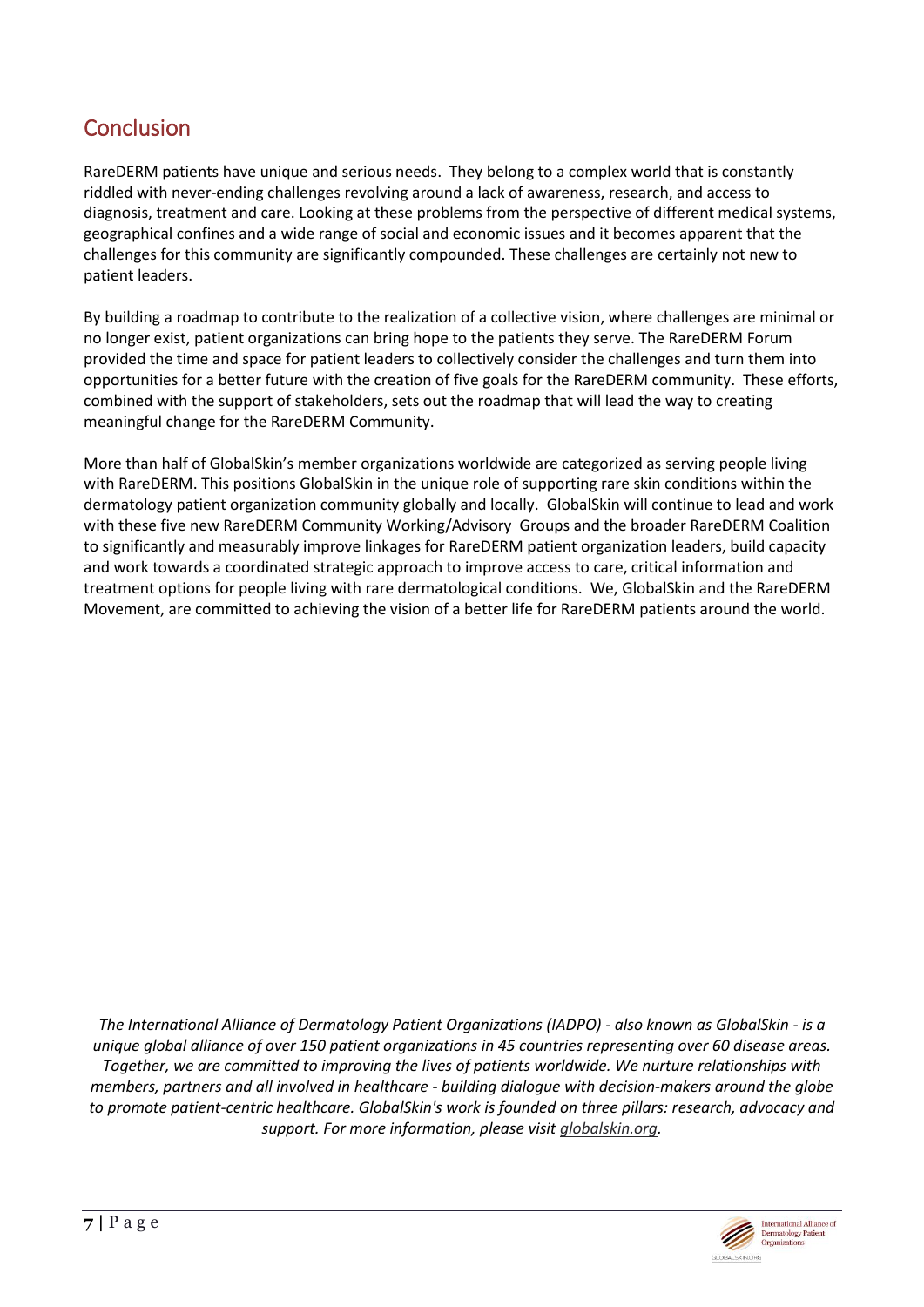## Conclusion

RareDERM patients have unique and serious needs. They belong to a complex world that is constantly riddled with never-ending challenges revolving around a lack of awareness, research, and access to diagnosis, treatment and care. Looking at these problems from the perspective of different medical systems, geographical confines and a wide range of social and economic issues and it becomes apparent that the challenges for this community are significantly compounded. These challenges are certainly not new to patient leaders.

By building a roadmap to contribute to the realization of a collective vision, where challenges are minimal or no longer exist, patient organizations can bring hope to the patients they serve. The RareDERM Forum provided the time and space for patient leaders to collectively consider the challenges and turn them into opportunities for a better future with the creation of five goals for the RareDERM community. These efforts, combined with the support of stakeholders, sets out the roadmap that will lead the way to creating meaningful change for the RareDERM Community.

More than half of GlobalSkin's member organizations worldwide are categorized as serving people living with RareDERM. This positions GlobalSkin in the unique role of supporting rare skin conditions within the dermatology patient organization community globally and locally. GlobalSkin will continue to lead and work with these five new RareDERM Community Working/Advisory Groups and the broader RareDERM Coalition to significantly and measurably improve linkages for RareDERM patient organization leaders, build capacity and work towards a coordinated strategic approach to improve access to care, critical information and treatment options for people living with rare dermatological conditions. We, GlobalSkin and the RareDERM Movement, are committed to achieving the vision of a better life for RareDERM patients around the world.

*The International Alliance of Dermatology Patient Organizations (IADPO) - also known as GlobalSkin - is a unique global alliance of over 150 patient organizations in 45 countries representing over 60 disease areas. Together, we are committed to improving the lives of patients worldwide. We nurture relationships with members, partners and all involved in healthcare - building dialogue with decision-makers around the globe to promote patient-centric healthcare. GlobalSkin's work is founded on three pillars: research, advocacy and support. For more information, please visit globalskin.org.*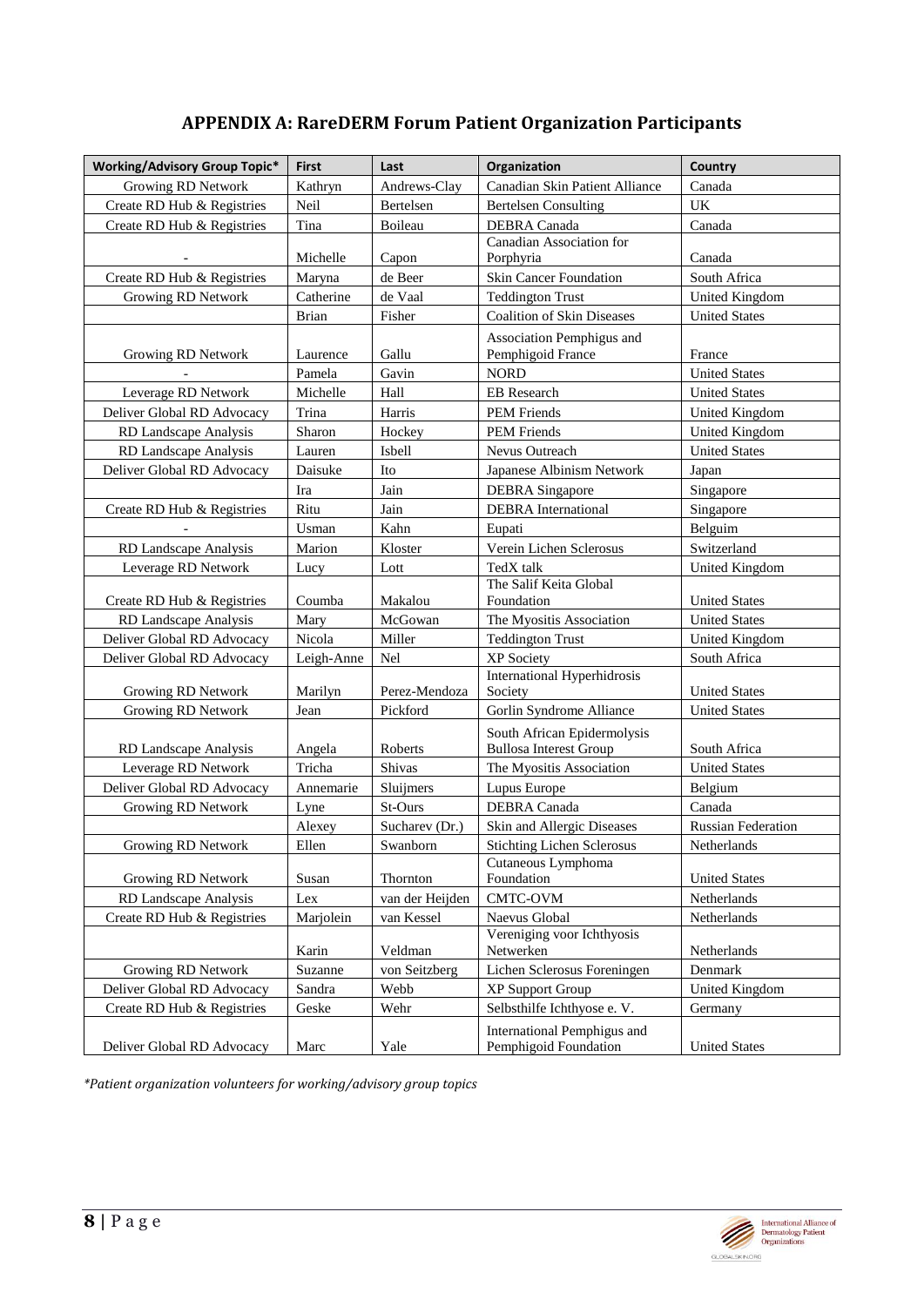## APPENDIX A: RareDERM Forum Patient Organization Participants

| Working/Advisory Group Topic* | First | Last | Organization | Country |
|---|---|---|---|---|
| Growing RD Network | Kathryn | Andrews-Clay | Canadian Skin Patient Alliance | Canada |
| Create RD Hub & Registries | Neil | Bertelsen | Bertelsen Consulting | UK |
| Create RD Hub & Registries | Tina | Boileau | DEBRA Canada | Canada |
| - | Michelle | Capon | Canadian Association for Porphyria | Canada |
| Create RD Hub & Registries | Maryna | de Beer | Skin Cancer Foundation | South Africa |
| Growing RD Network | Catherine | de Vaal | Teddington Trust | United Kingdom |
| | Brian | Fisher | Coalition of Skin Diseases | United States |
| Growing RD Network | Laurence | Gallu | Association Pemphigus and Pemphigoid France | France |
| - | Pamela | Gavin | NORD | United States |
| Leverage RD Network | Michelle | Hall | EB Research | United States |
| Deliver Global RD Advocacy | Trina | Harris | PEM Friends | United Kingdom |
| RD Landscape Analysis | Sharon | Hockey | PEM Friends | United Kingdom |
| RD Landscape Analysis | Lauren | Isbell | Nevus Outreach | United States |
| Deliver Global RD Advocacy | Daisuke | Ito | Japanese Albinism Network | Japan |
| | Ira | Jain | DEBRA Singapore | Singapore |
| Create RD Hub & Registries | Ritu | Jain | DEBRA International | Singapore |
| - | Usman | Kahn | Eupati | Belguim |
| RD Landscape Analysis | Marion | Kloster | Verein Lichen Sclerosus | Switzerland |
| Leverage RD Network | Lucy | Lott | TedX talk | United Kingdom |
| Create RD Hub & Registries | Coumba | Makalou | The Salif Keita Global Foundation | United States |
| RD Landscape Analysis | Mary | McGowan | The Myositis Association | United States |
| Deliver Global RD Advocacy | Nicola | Miller | Teddington Trust | United Kingdom |
| Deliver Global RD Advocacy | Leigh-Anne | Nel | XP Society | South Africa |
| Growing RD Network | Marilyn | Perez-Mendoza | International Hyperhidrosis Society | United States |
| Growing RD Network | Jean | Pickford | Gorlin Syndrome Alliance | United States |
| RD Landscape Analysis | Angela | Roberts | South African Epidermolysis Bullosa Interest Group | South Africa |
| Leverage RD Network | Tricha | Shivas | The Myositis Association | United States |
| Deliver Global RD Advocacy | Annemarie | Sluijmers | Lupus Europe | Belgium |
| Growing RD Network | Lyne | St-Ours | DEBRA Canada | Canada |
| | Alexey | Sucharev (Dr.) | Skin and Allergic Diseases | Russian Federation |
| Growing RD Network | Ellen | Swanborn | Stichting Lichen Sclerosus | Netherlands |
| Growing RD Network | Susan | Thornton | Cutaneous Lymphoma Foundation | United States |
| RD Landscape Analysis | Lex | van der Heijden | CMTC-OVM | Netherlands |
| Create RD Hub & Registries | Marjolein | van Kessel | Naevus Global | Netherlands |
| | Karin | Veldman | Vereniging voor Ichthyosis Netwerken | Netherlands |
| Growing RD Network | Suzanne | von Seitzberg | Lichen Sclerosus Foreningen | Denmark |
| Deliver Global RD Advocacy | Sandra | Webb | XP Support Group | United Kingdom |
| Create RD Hub & Registries | Geske | Wehr | Selbsthilfe Ichthyose e. V. | Germany |
| Deliver Global RD Advocacy | Marc | Yale | International Pemphigus and Pemphigoid Foundation | United States |

*Patient organization volunteers for working/advisory group topics*